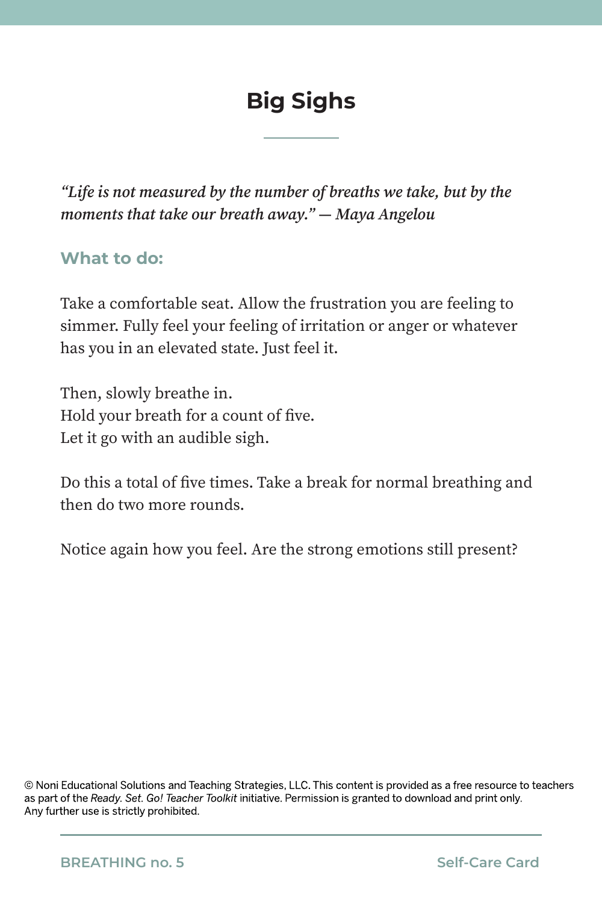# Big Sighs

*"Life is not measured by the number of breaths we take, but by the moments that take our breath away." — Maya Angelou*

### What to do:

Take a comfortable seat. Allow the frustration you are feeling to simmer. Fully feel your feeling of irritation or anger or whatever has you in an elevated state. Just feel it.

Then, slowly breathe in.
Hold your breath for a count of five.
Let it go with an audible sigh.

Do this a total of five times. Take a break for normal breathing and then do two more rounds.

Notice again how you feel. Are the strong emotions still present?

© Noni Educational Solutions and Teaching Strategies, LLC. This content is provided as a free resource to teachers as part of the *Ready. Set. Go! Teacher Toolkit* initiative. Permission is granted to download and print only. Any further use is strictly prohibited.

BREATHING no. 5 — Self-Care Card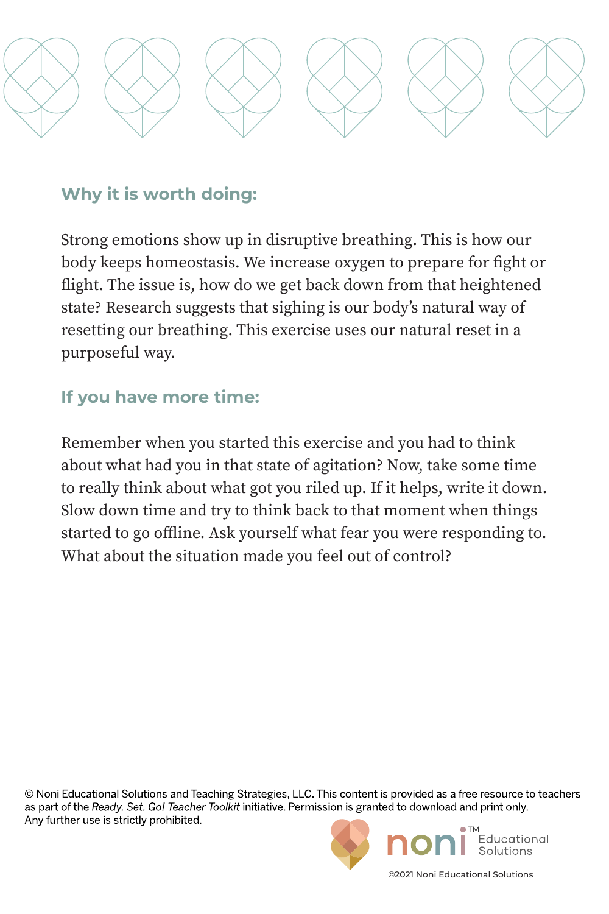## Why it is worth doing:

Strong emotions show up in disruptive breathing. This is how our body keeps homeostasis. We increase oxygen to prepare for fight or flight. The issue is, how do we get back down from that heightened state? Research suggests that sighing is our body's natural way of resetting our breathing. This exercise uses our natural reset in a purposeful way.

## If you have more time:

Remember when you started this exercise and you had to think about what had you in that state of agitation? Now, take some time to really think about what got you riled up. If it helps, write it down. Slow down time and try to think back to that moment when things started to go offline. Ask yourself what fear you were responding to. What about the situation made you feel out of control?

© Noni Educational Solutions and Teaching Strategies, LLC. This content is provided as a free resource to teachers as part of the *Ready. Set. Go! Teacher Toolkit* initiative. Permission is granted to download and print only. Any further use is strictly prohibited.

noni™ Educational Solutions

©2021 Noni Educational Solutions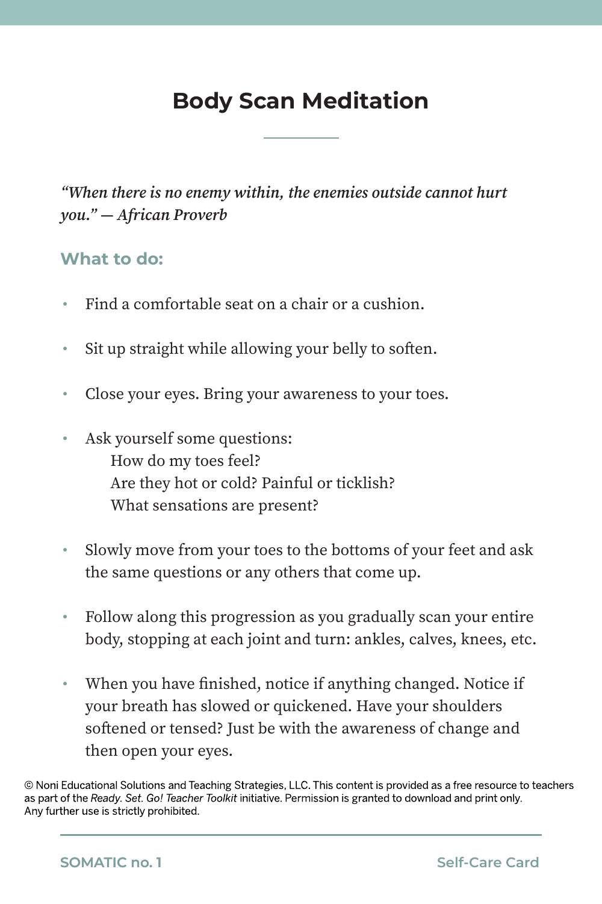# Body Scan Meditation

*"When there is no enemy within, the enemies outside cannot hurt you." — African Proverb*

### What to do:

- Find a comfortable seat on a chair or a cushion.
- Sit up straight while allowing your belly to soften.
- Close your eyes. Bring your awareness to your toes.
- Ask yourself some questions:
  How do my toes feel?
  Are they hot or cold? Painful or ticklish?
  What sensations are present?
- Slowly move from your toes to the bottoms of your feet and ask the same questions or any others that come up.
- Follow along this progression as you gradually scan your entire body, stopping at each joint and turn: ankles, calves, knees, etc.
- When you have finished, notice if anything changed. Notice if your breath has slowed or quickened. Have your shoulders softened or tensed? Just be with the awareness of change and then open your eyes.

© Noni Educational Solutions and Teaching Strategies, LLC. This content is provided as a free resource to teachers as part of the *Ready. Set. Go! Teacher Toolkit* initiative. Permission is granted to download and print only. Any further use is strictly prohibited.

SOMATIC no. 1 — Self-Care Card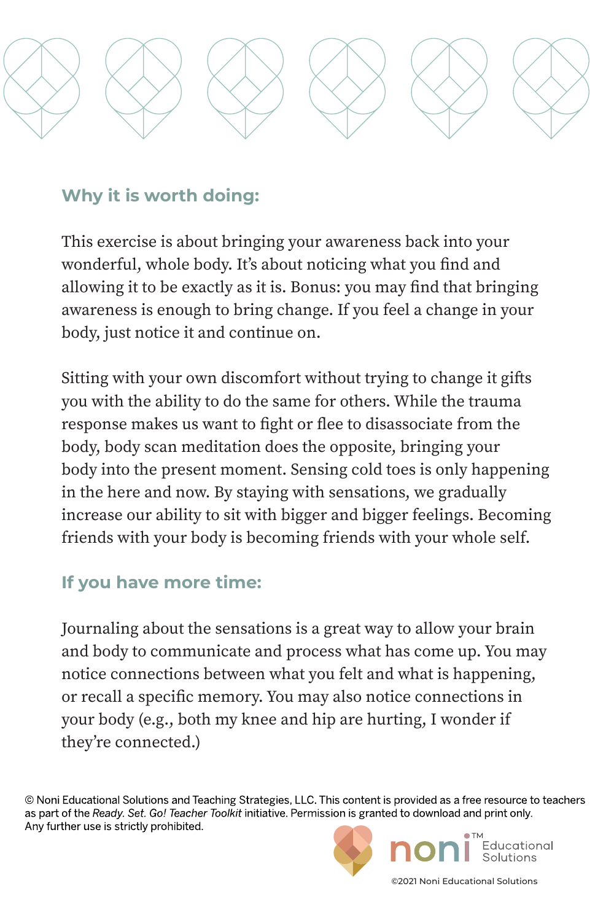## Why it is worth doing:

This exercise is about bringing your awareness back into your wonderful, whole body. It's about noticing what you find and allowing it to be exactly as it is. Bonus: you may find that bringing awareness is enough to bring change. If you feel a change in your body, just notice it and continue on.

Sitting with your own discomfort without trying to change it gifts you with the ability to do the same for others. While the trauma response makes us want to fight or flee to disassociate from the body, body scan meditation does the opposite, bringing your body into the present moment. Sensing cold toes is only happening in the here and now. By staying with sensations, we gradually increase our ability to sit with bigger and bigger feelings. Becoming friends with your body is becoming friends with your whole self.

## If you have more time:

Journaling about the sensations is a great way to allow your brain and body to communicate and process what has come up. You may notice connections between what you felt and what is happening, or recall a specific memory. You may also notice connections in your body (e.g., both my knee and hip are hurting, I wonder if they're connected.)

© Noni Educational Solutions and Teaching Strategies, LLC. This content is provided as a free resource to teachers as part of the *Ready. Set. Go! Teacher Toolkit* initiative. Permission is granted to download and print only. Any further use is strictly prohibited.

noni™ Educational Solutions

©2021 Noni Educational Solutions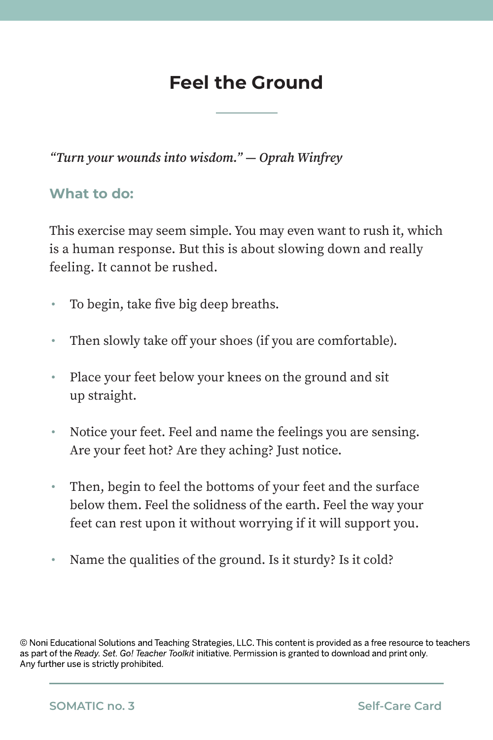# Feel the Ground

*"Turn your wounds into wisdom." — Oprah Winfrey*

## What to do:

This exercise may seem simple. You may even want to rush it, which is a human response. But this is about slowing down and really feeling. It cannot be rushed.

- To begin, take five big deep breaths.
- Then slowly take off your shoes (if you are comfortable).
- Place your feet below your knees on the ground and sit up straight.
- Notice your feet. Feel and name the feelings you are sensing. Are your feet hot? Are they aching? Just notice.
- Then, begin to feel the bottoms of your feet and the surface below them. Feel the solidness of the earth. Feel the way your feet can rest upon it without worrying if it will support you.
- Name the qualities of the ground. Is it sturdy? Is it cold?

© Noni Educational Solutions and Teaching Strategies, LLC. This content is provided as a free resource to teachers as part of the *Ready. Set. Go! Teacher Toolkit* initiative. Permission is granted to download and print only. Any further use is strictly prohibited.

SOMATIC no. 3 — Self-Care Card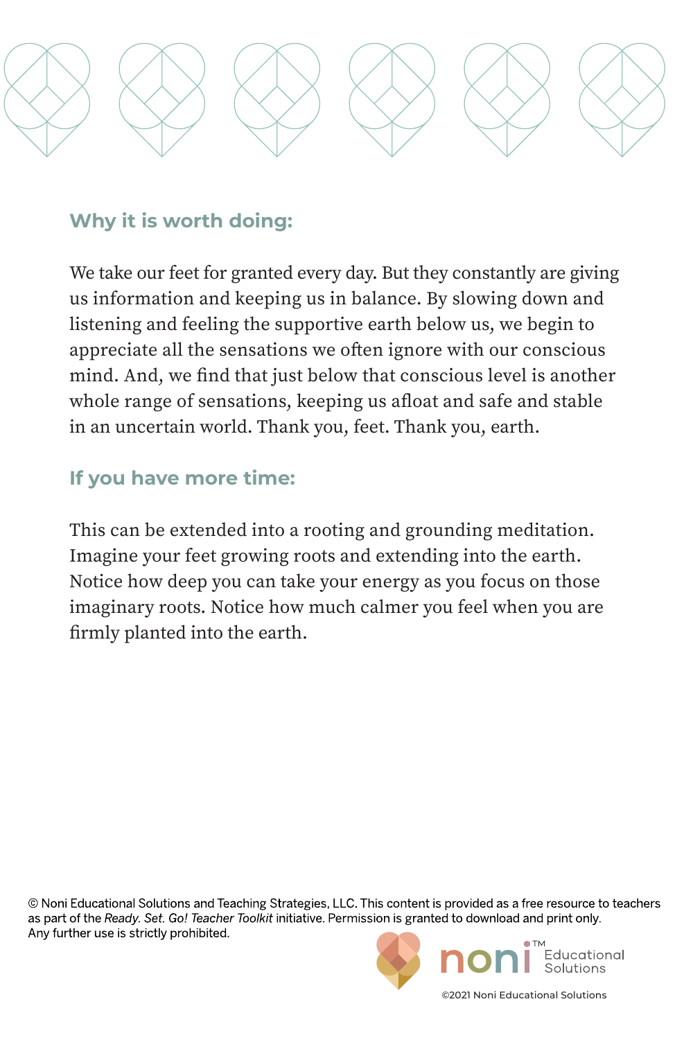## Why it is worth doing:

We take our feet for granted every day. But they constantly are giving us information and keeping us in balance. By slowing down and listening and feeling the supportive earth below us, we begin to appreciate all the sensations we often ignore with our conscious mind. And, we find that just below that conscious level is another whole range of sensations, keeping us afloat and safe and stable in an uncertain world. Thank you, feet. Thank you, earth.

## If you have more time:

This can be extended into a rooting and grounding meditation. Imagine your feet growing roots and extending into the earth. Notice how deep you can take your energy as you focus on those imaginary roots. Notice how much calmer you feel when you are firmly planted into the earth.

© Noni Educational Solutions and Teaching Strategies, LLC. This content is provided as a free resource to teachers as part of the *Ready. Set. Go! Teacher Toolkit* initiative. Permission is granted to download and print only. Any further use is strictly prohibited.

noni™ Educational Solutions

©2021 Noni Educational Solutions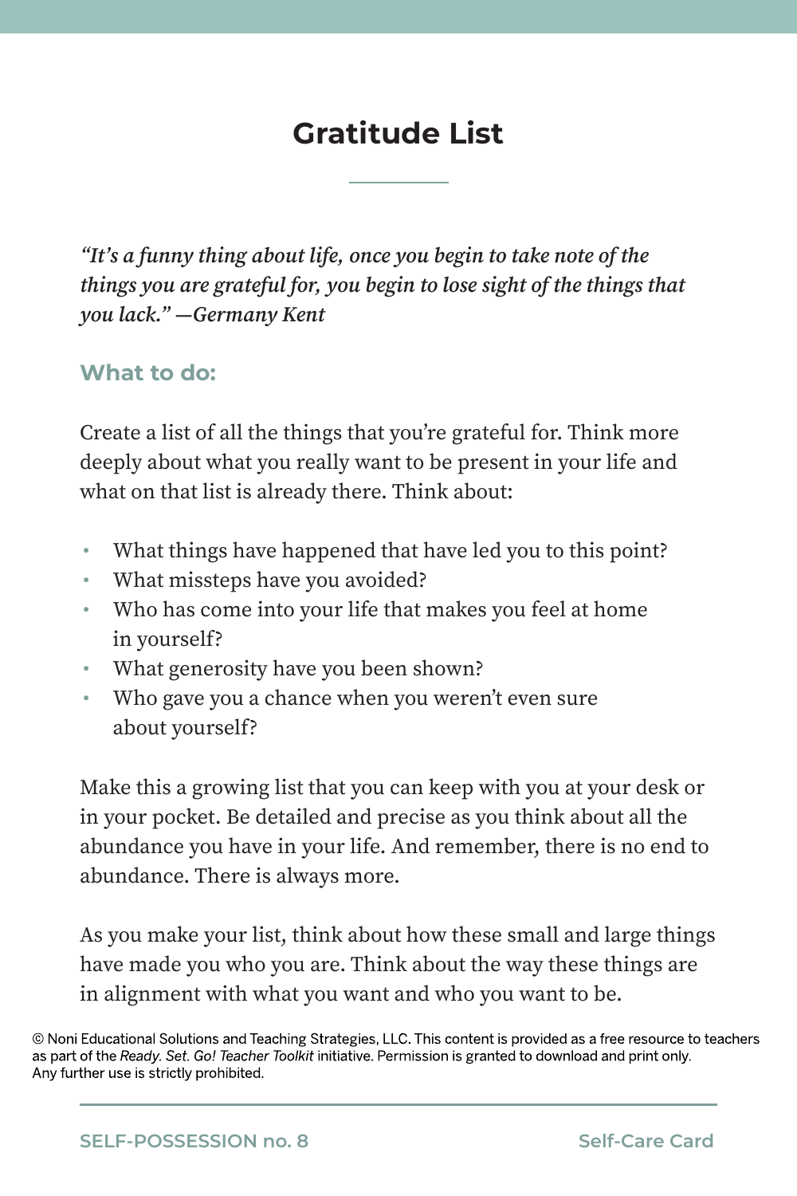# Gratitude List

*"It's a funny thing about life, once you begin to take note of the things you are grateful for, you begin to lose sight of the things that you lack." —Germany Kent*

### What to do:

Create a list of all the things that you're grateful for. Think more deeply about what you really want to be present in your life and what on that list is already there. Think about:

- What things have happened that have led you to this point?
- What missteps have you avoided?
- Who has come into your life that makes you feel at home in yourself?
- What generosity have you been shown?
- Who gave you a chance when you weren't even sure about yourself?

Make this a growing list that you can keep with you at your desk or in your pocket. Be detailed and precise as you think about all the abundance you have in your life. And remember, there is no end to abundance. There is always more.

As you make your list, think about how these small and large things have made who you are. Think about the way these things are in alignment with what you want and who you want to be.

© Noni Educational Solutions and Teaching Strategies, LLC. This content is provided as a free resource to teachers as part of the *Ready. Set. Go! Teacher Toolkit* initiative. Permission is granted to download and print only. Any further use is strictly prohibited.

SELF-POSSESSION no. 8 — Self-Care Card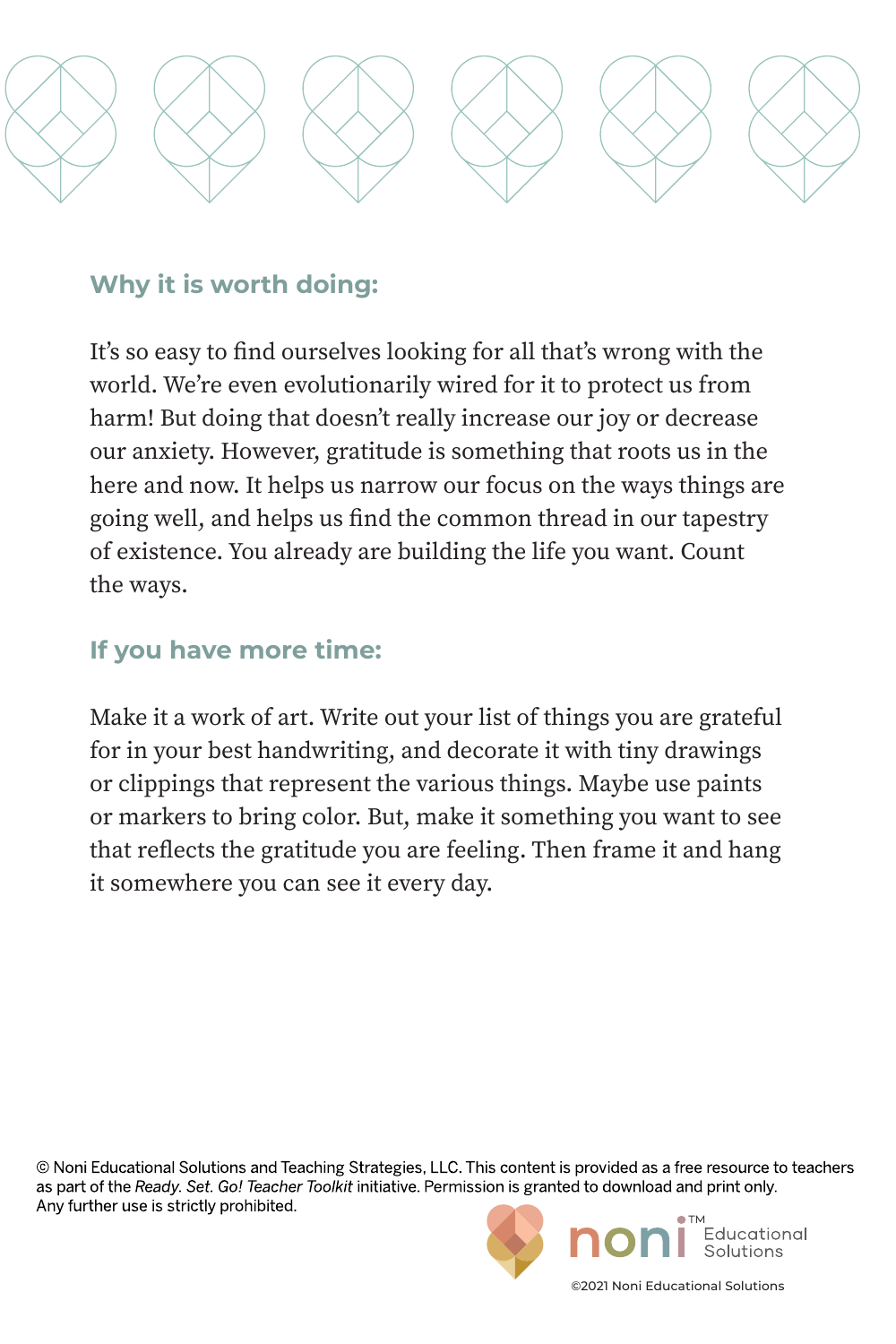## Why it is worth doing:

It's so easy to find ourselves looking for all that's wrong with the world. We're even evolutionarily wired for it to protect us from harm! But doing that doesn't really increase our joy or decrease our anxiety. However, gratitude is something that roots us in the here and now. It helps us narrow our focus on the ways things are going well, and helps us find the common thread in our tapestry of existence. You already are building the life you want. Count the ways.

## If you have more time:

Make it a work of art. Write out your list of things you are grateful for in your best handwriting, and decorate it with tiny drawings or clippings that represent the various things. Maybe use paints or markers to bring color. But, make it something you want to see that reflects the gratitude you are feeling. Then frame it and hang it somewhere you can see it every day.

© Noni Educational Solutions and Teaching Strategies, LLC. This content is provided as a free resource to teachers as part of the *Ready. Set. Go! Teacher Toolkit* initiative. Permission is granted to download and print only. Any further use is strictly prohibited.

noni™ Educational Solutions

©2021 Noni Educational Solutions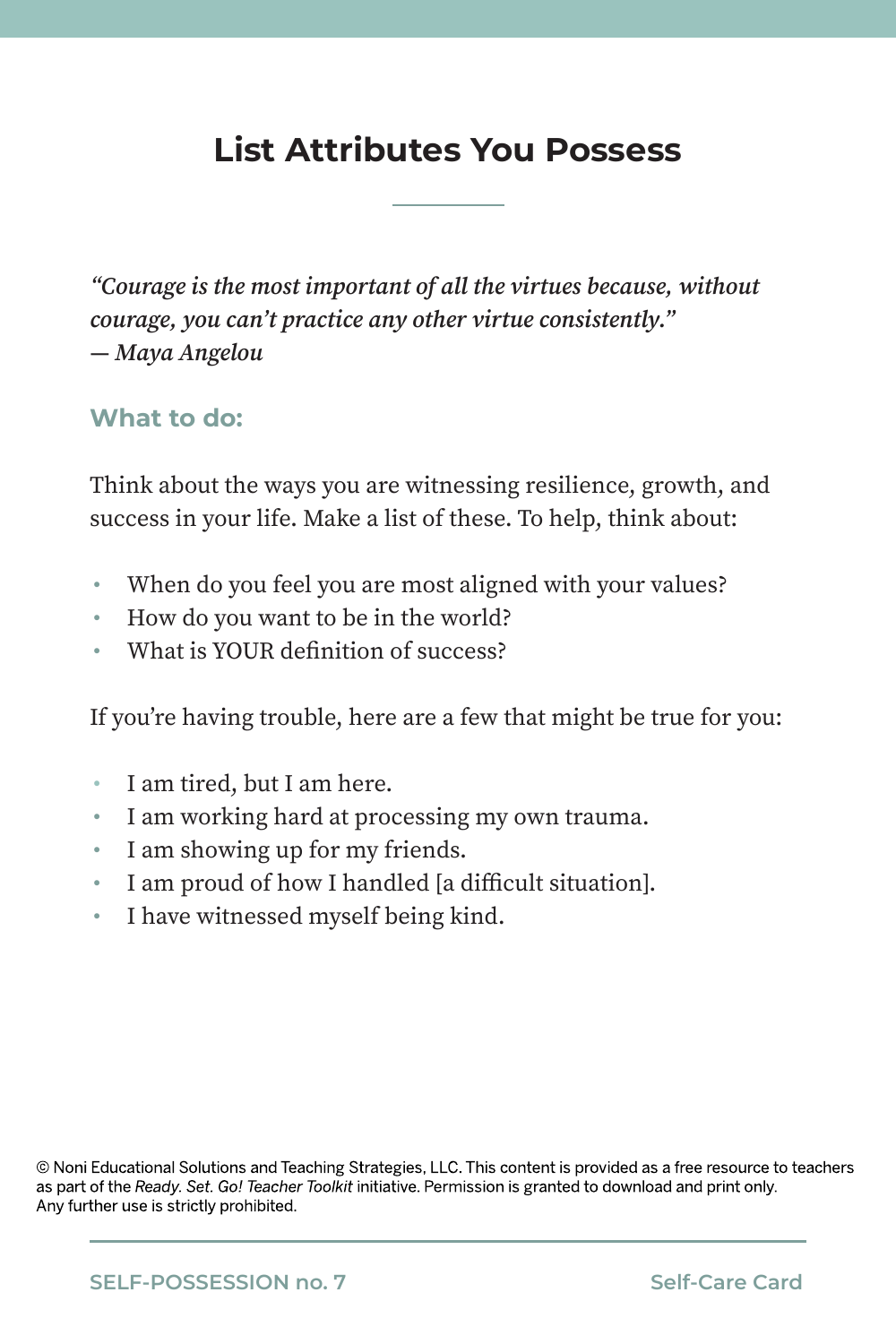# List Attributes You Possess

*"Courage is the most important of all the virtues because, without courage, you can't practice any other virtue consistently."*
*— Maya Angelou*

### What to do:

Think about the ways you are witnessing resilience, growth, and success in your life. Make a list of these. To help, think about:

- When do you feel you are most aligned with your values?
- How do you want to be in the world?
- What is YOUR definition of success?

If you're having trouble, here are a few that might be true for you:

- I am tired, but I am here.
- I am working hard at processing my own trauma.
- I am showing up for my friends.
- I am proud of how I handled [a difficult situation].
- I have witnessed myself being kind.

© Noni Educational Solutions and Teaching Strategies, LLC. This content is provided as a free resource to teachers as part of the *Ready. Set. Go! Teacher Toolkit* initiative. Permission is granted to download and print only. Any further use is strictly prohibited.

SELF-POSSESSION no. 7 — Self-Care Card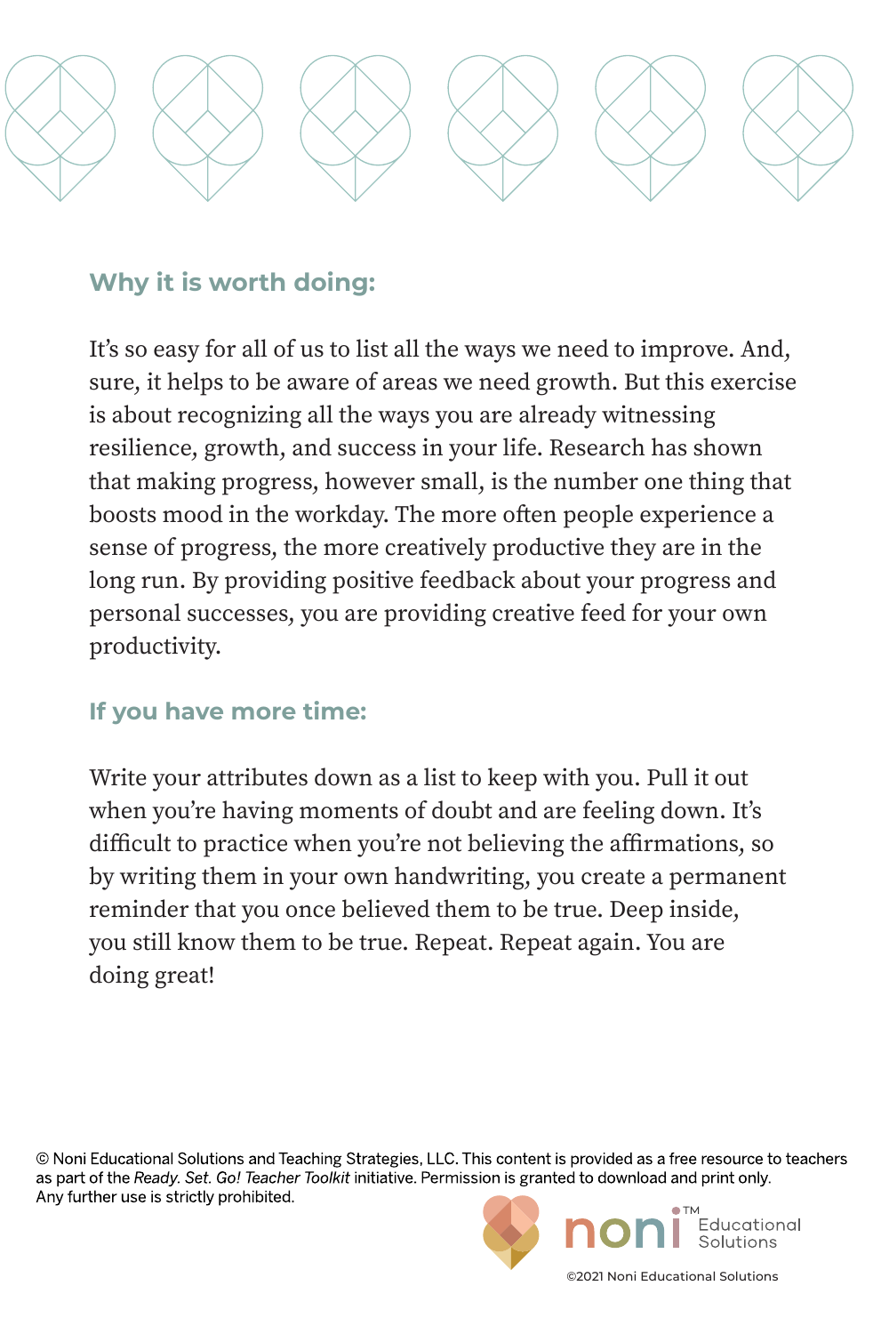## Why it is worth doing:

It's so easy for all of us to list all the ways we need to improve. And, sure, it helps to be aware of areas we need growth. But this exercise is about recognizing all the ways you are already witnessing resilience, growth, and success in your life. Research has shown that making progress, however small, is the number one thing that boosts mood in the workday. The more often people experience a sense of progress, the more creatively productive they are in the long run. By providing positive feedback about your progress and personal successes, you are providing creative feed for your own productivity.

## If you have more time:

Write your attributes down as a list to keep with you. Pull it out when you're having moments of doubt and are feeling down. It's difficult to practice when you're not believing the affirmations, so by writing them in your own handwriting, you create a permanent reminder that you once believed them to be true. Deep inside, you still know them to be true. Repeat. Repeat again. You are doing great!

© Noni Educational Solutions and Teaching Strategies, LLC. This content is provided as a free resource to teachers as part of the *Ready. Set. Go! Teacher Toolkit* initiative. Permission is granted to download and print only. Any further use is strictly prohibited.

noni™ Educational Solutions

©2021 Noni Educational Solutions